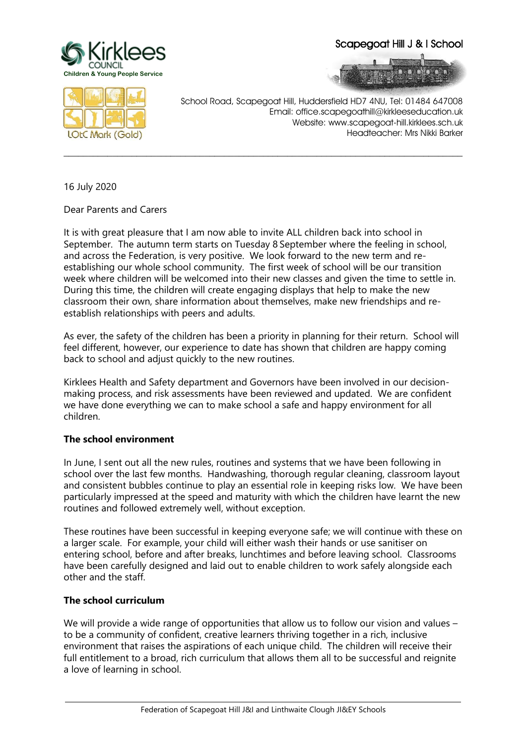Kirklees COUNCIL
Children & Young People Service

LOtC Mark (Gold)

Scapegoat Hill J & I School

School Road, Scapegoat Hill, Huddersfield HD7 4NU, Tel: 01484 647008
Email: office.scapegoathill@kirkleeseducation.uk
Website: www.scapegoat-hill.kirklees.sch.uk
Headteacher: Mrs Nikki Barker

---

16 July 2020

Dear Parents and Carers

It is with great pleasure that I am now able to invite ALL children back into school in September. The autumn term starts on Tuesday 8 September where the feeling in school, and across the Federation, is very positive. We look forward to the new term and re-establishing our whole school community. The first week of school will be our transition week where children will be welcomed into their new classes and given the time to settle in. During this time, the children will create engaging displays that help to make the new classroom their own, share information about themselves, make new friendships and re-establish relationships with peers and adults.

As ever, the safety of the children has been a priority in planning for their return. School will feel different, however, our experience to date has shown that children are happy coming back to school and adjust quickly to the new routines.

Kirklees Health and Safety department and Governors have been involved in our decision-making process, and risk assessments have been reviewed and updated. We are confident we have done everything we can to make school a safe and happy environment for all children.

**The school environment**

In June, I sent out all the new rules, routines and systems that we have been following in school over the last few months. Handwashing, thorough regular cleaning, classroom layout and consistent bubbles continue to play an essential role in keeping risks low. We have been particularly impressed at the speed and maturity with which the children have learnt the new routines and followed extremely well, without exception.

These routines have been successful in keeping everyone safe; we will continue with these on a larger scale. For example, your child will either wash their hands or use sanitiser on entering school, before and after breaks, lunchtimes and before leaving school. Classrooms have been carefully designed and laid out to enable children to work safely alongside each other and the staff.

**The school curriculum**

We will provide a wide range of opportunities that allow us to follow our vision and values – to be a community of confident, creative learners thriving together in a rich, inclusive environment that raises the aspirations of each unique child. The children will receive their full entitlement to a broad, rich curriculum that allows them all to be successful and reignite a love of learning in school.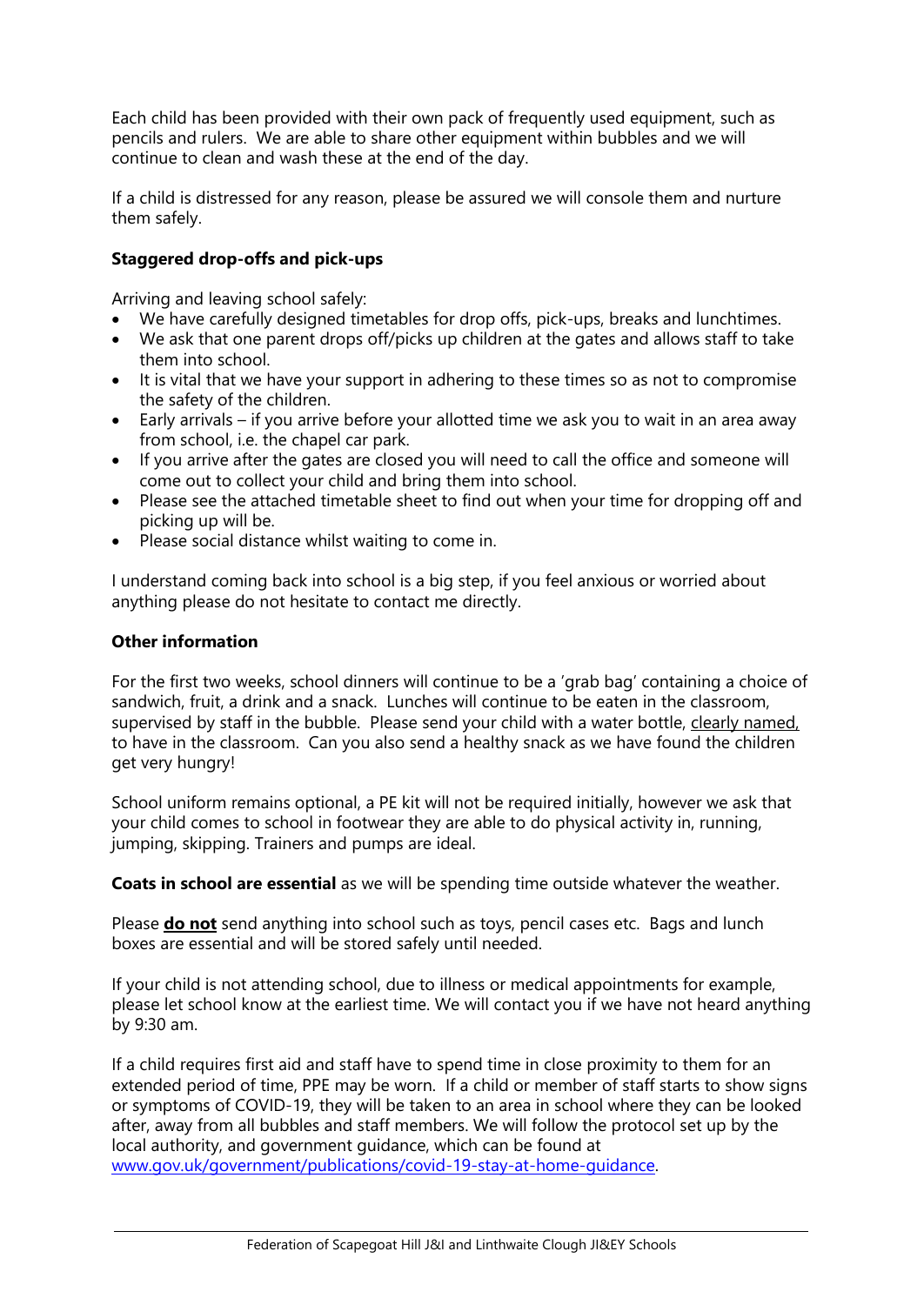Each child has been provided with their own pack of frequently used equipment, such as pencils and rulers. We are able to share other equipment within bubbles and we will continue to clean and wash these at the end of the day.

If a child is distressed for any reason, please be assured we will console them and nurture them safely.

**Staggered drop-offs and pick-ups**

Arriving and leaving school safely:

- We have carefully designed timetables for drop offs, pick-ups, breaks and lunchtimes.
- We ask that one parent drops off/picks up children at the gates and allows staff to take them into school.
- It is vital that we have your support in adhering to these times so as not to compromise the safety of the children.
- Early arrivals – if you arrive before your allotted time we ask you to wait in an area away from school, i.e. the chapel car park.
- If you arrive after the gates are closed you will need to call the office and someone will come out to collect your child and bring them into school.
- Please see the attached timetable sheet to find out when your time for dropping off and picking up will be.
- Please social distance whilst waiting to come in.

I understand coming back into school is a big step, if you feel anxious or worried about anything please do not hesitate to contact me directly.

**Other information**

For the first two weeks, school dinners will continue to be a 'grab bag' containing a choice of sandwich, fruit, a drink and a snack. Lunches will continue to be eaten in the classroom, supervised by staff in the bubble. Please send your child with a water bottle, clearly named, to have in the classroom. Can you also send a healthy snack as we have found the children get very hungry!

School uniform remains optional, a PE kit will not be required initially, however we ask that your child comes to school in footwear they are able to do physical activity in, running, jumping, skipping. Trainers and pumps are ideal.

**Coats in school are essential** as we will be spending time outside whatever the weather.

Please **do not** send anything into school such as toys, pencil cases etc. Bags and lunch boxes are essential and will be stored safely until needed.

If your child is not attending school, due to illness or medical appointments for example, please let school know at the earliest time. We will contact you if we have not heard anything by 9:30 am.

If a child requires first aid and staff have to spend time in close proximity to them for an extended period of time, PPE may be worn. If a child or member of staff starts to show signs or symptoms of COVID-19, they will be taken to an area in school where they can be looked after, away from all bubbles and staff members. We will follow the protocol set up by the local authority, and government guidance, which can be found at www.gov.uk/government/publications/covid-19-stay-at-home-guidance.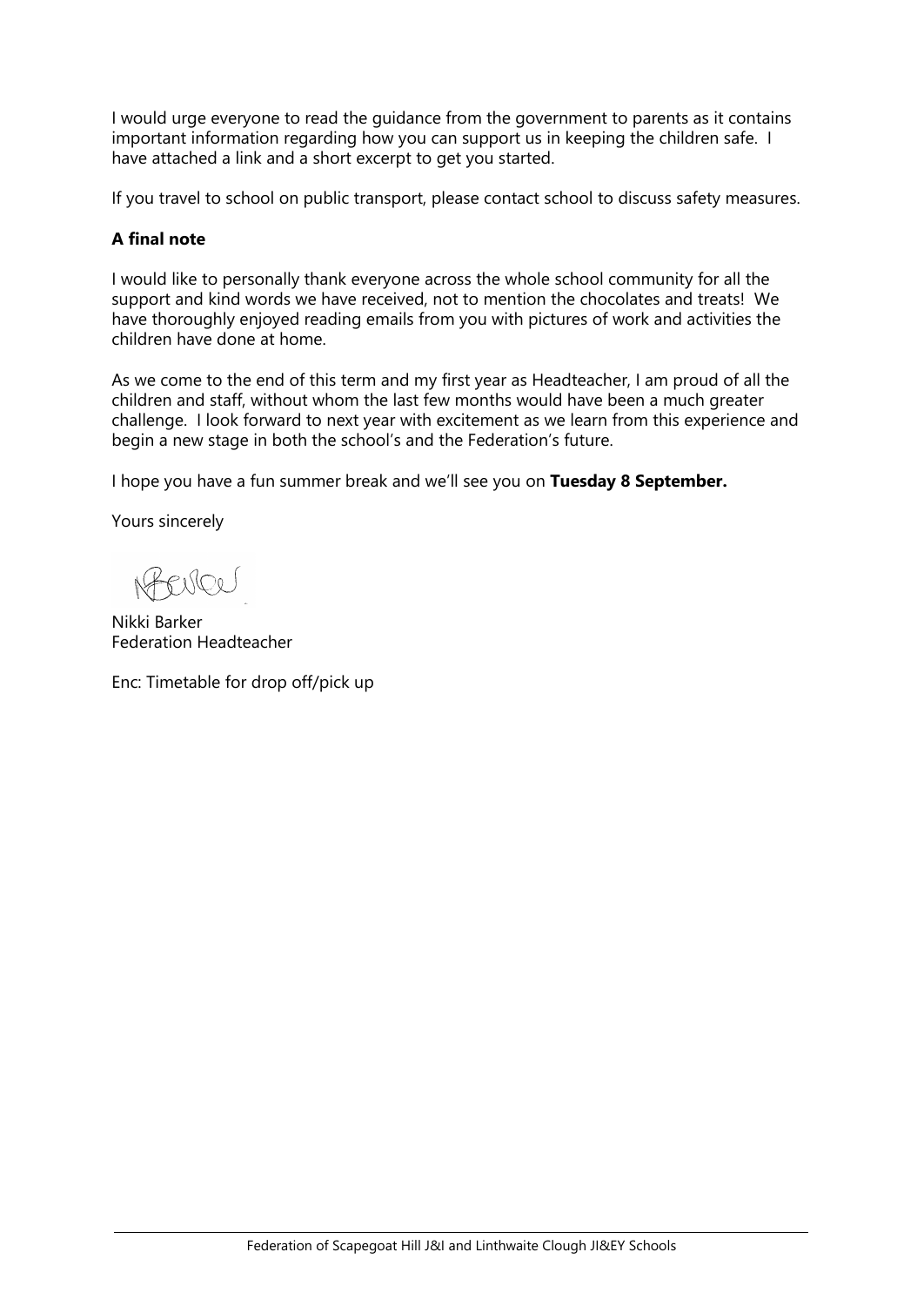I would urge everyone to read the guidance from the government to parents as it contains important information regarding how you can support us in keeping the children safe. I have attached a link and a short excerpt to get you started.

If you travel to school on public transport, please contact school to discuss safety measures.

**A final note**

I would like to personally thank everyone across the whole school community for all the support and kind words we have received, not to mention the chocolates and treats! We have thoroughly enjoyed reading emails from you with pictures of work and activities the children have done at home.

As we come to the end of this term and my first year as Headteacher, I am proud of all the children and staff, without whom the last few months would have been a much greater challenge. I look forward to next year with excitement as we learn from this experience and begin a new stage in both the school's and the Federation's future.

I hope you have a fun summer break and we'll see you on **Tuesday 8 September.**

Yours sincerely

Nikki Barker
Federation Headteacher

Enc: Timetable for drop off/pick up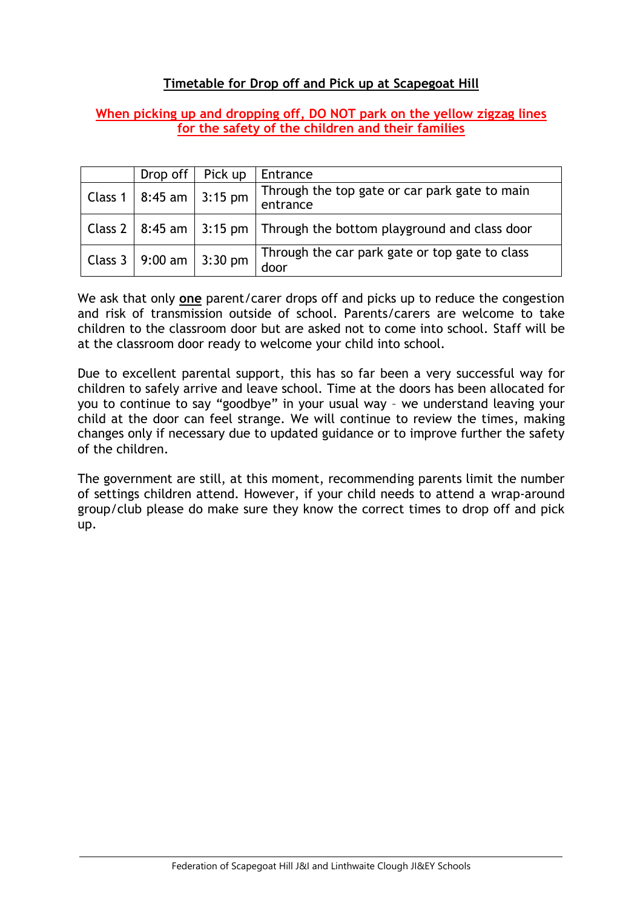## Timetable for Drop off and Pick up at Scapegoat Hill

**When picking up and dropping off, DO NOT park on the yellow zigzag lines for the safety of the children and their families**

| | Drop off | Pick up | Entrance |
|---|---|---|---|
| Class 1 | 8:45 am | 3:15 pm | Through the top gate or car park gate to main entrance |
| Class 2 | 8:45 am | 3:15 pm | Through the bottom playground and class door |
| Class 3 | 9:00 am | 3:30 pm | Through the car park gate or top gate to class door |

We ask that only **one** parent/carer drops off and picks up to reduce the congestion and risk of transmission outside of school. Parents/carers are welcome to take children to the classroom door but are asked not to come into school. Staff will be at the classroom door ready to welcome your child into school.

Due to excellent parental support, this has so far been a very successful way for children to safely arrive and leave school. Time at the doors has been allocated for you to continue to say "goodbye" in your usual way – we understand leaving your child at the door can feel strange. We will continue to review the times, making changes only if necessary due to updated guidance or to improve further the safety of the children.

The government are still, at this moment, recommending parents limit the number of settings children attend. However, if your child needs to attend a wrap-around group/club please do make sure they know the correct times to drop off and pick up.